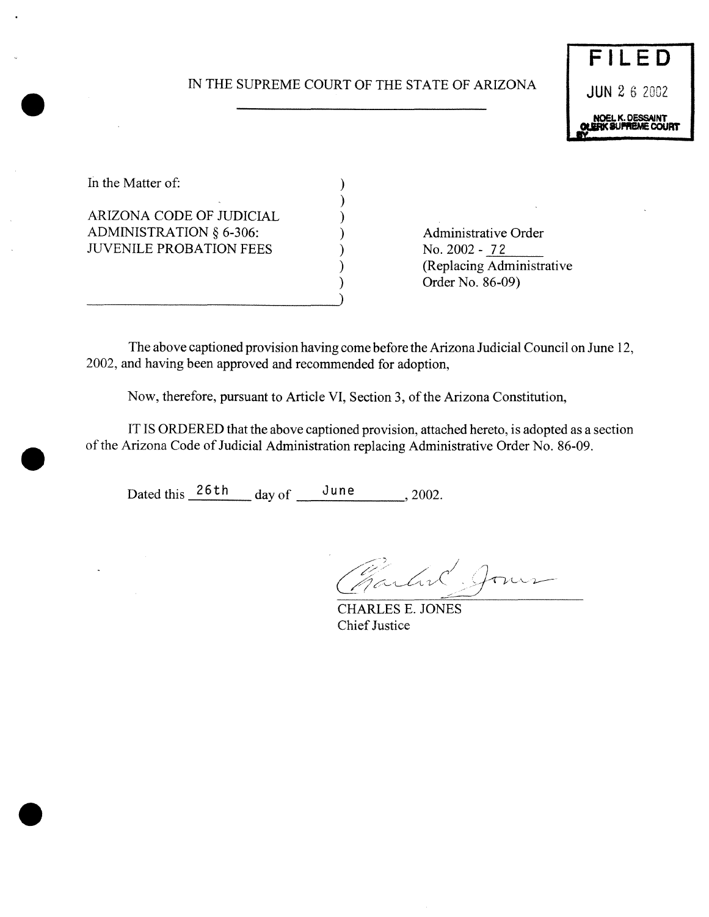IN THE SUPREME COURT OF THE STATE OF ARIZONA

**FILED**
JUN 2 6 2002
NOEL K. DESSAINT
CLERK SUPREME COURT
BY

In the Matter of:

ARIZONA CODE OF JUDICIAL ADMINISTRATION § 6-306: JUVENILE PROBATION FEES

Administrative Order No. 2002 - 72
(Replacing Administrative Order No. 86-09)

The above captioned provision having come before the Arizona Judicial Council on June 12, 2002, and having been approved and recommended for adoption,

Now, therefore, pursuant to Article VI, Section 3, of the Arizona Constitution,

IT IS ORDERED that the above captioned provision, attached hereto, is adopted as a section of the Arizona Code of Judicial Administration replacing Administrative Order No. 86-09.

Dated this 26th day of June, 2002.

CHARLES E. JONES
Chief Justice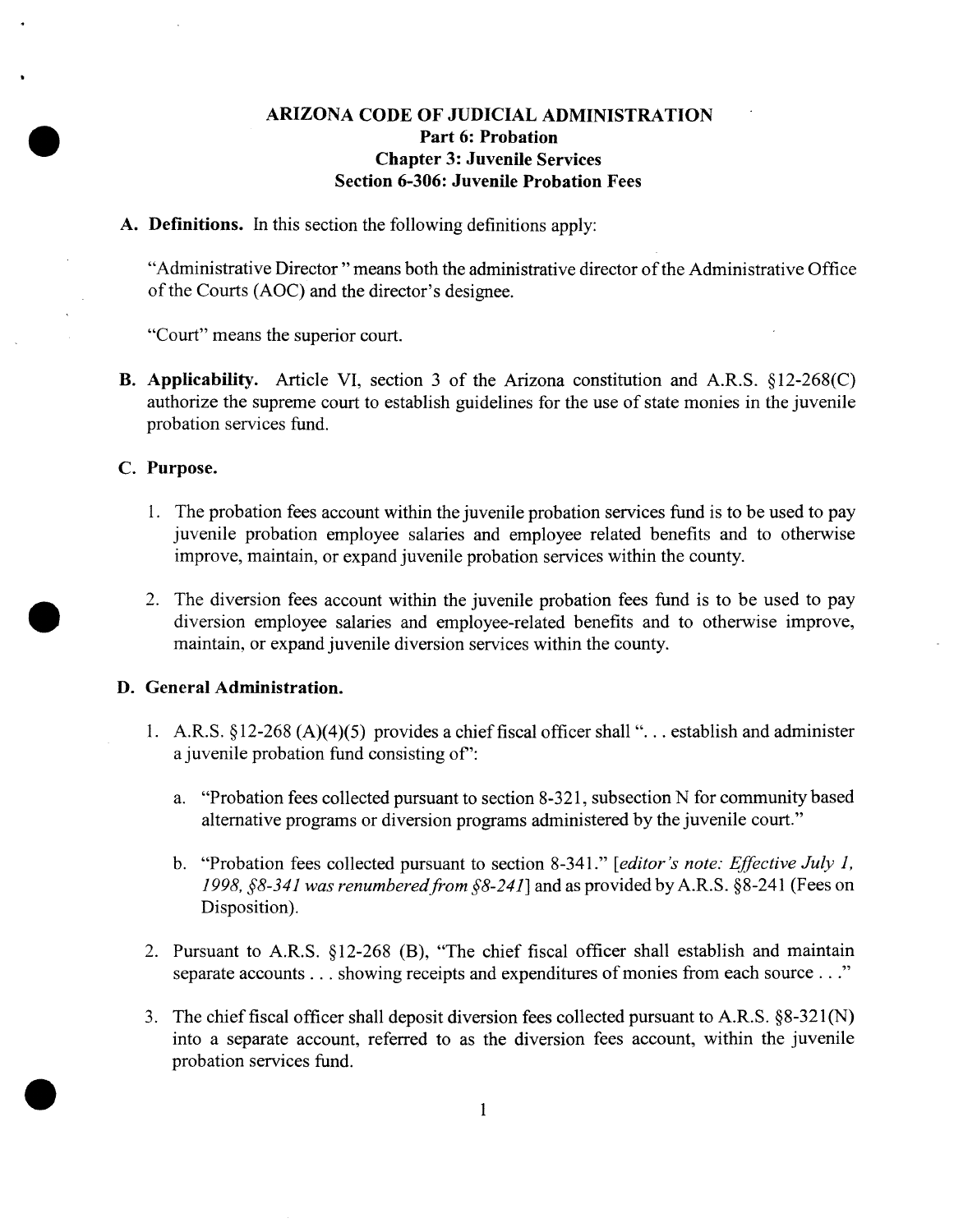# ARIZONA CODE OF JUDICIAL ADMINISTRATION
## Part 6: Probation
## Chapter 3: Juvenile Services
## Section 6-306: Juvenile Probation Fees

**A. Definitions.** In this section the following definitions apply:

"Administrative Director " means both the administrative director of the Administrative Office of the Courts (AOC) and the director's designee.

"Court" means the superior court.

**B. Applicability.** Article VI, section 3 of the Arizona constitution and A.R.S. §12-268(C) authorize the supreme court to establish guidelines for the use of state monies in the juvenile probation services fund.

**C. Purpose.**

1. The probation fees account within the juvenile probation services fund is to be used to pay juvenile probation employee salaries and employee related benefits and to otherwise improve, maintain, or expand juvenile probation services within the county.

2. The diversion fees account within the juvenile probation fees fund is to be used to pay diversion employee salaries and employee-related benefits and to otherwise improve, maintain, or expand juvenile diversion services within the county.

**D. General Administration.**

1. A.R.S. §12-268 (A)(4)(5) provides a chief fiscal officer shall ". . . establish and administer a juvenile probation fund consisting of":

   a. "Probation fees collected pursuant to section 8-321, subsection N for community based alternative programs or diversion programs administered by the juvenile court."

   b. "Probation fees collected pursuant to section 8-341." [*editor's note: Effective July 1, 1998, §8-341 was renumbered from §8-241*] and as provided by A.R.S. §8-241 (Fees on Disposition).

2. Pursuant to A.R.S. §12-268 (B), "The chief fiscal officer shall establish and maintain separate accounts . . . showing receipts and expenditures of monies from each source . . ."

3. The chief fiscal officer shall deposit diversion fees collected pursuant to A.R.S. §8-321(N) into a separate account, referred to as the diversion fees account, within the juvenile probation services fund.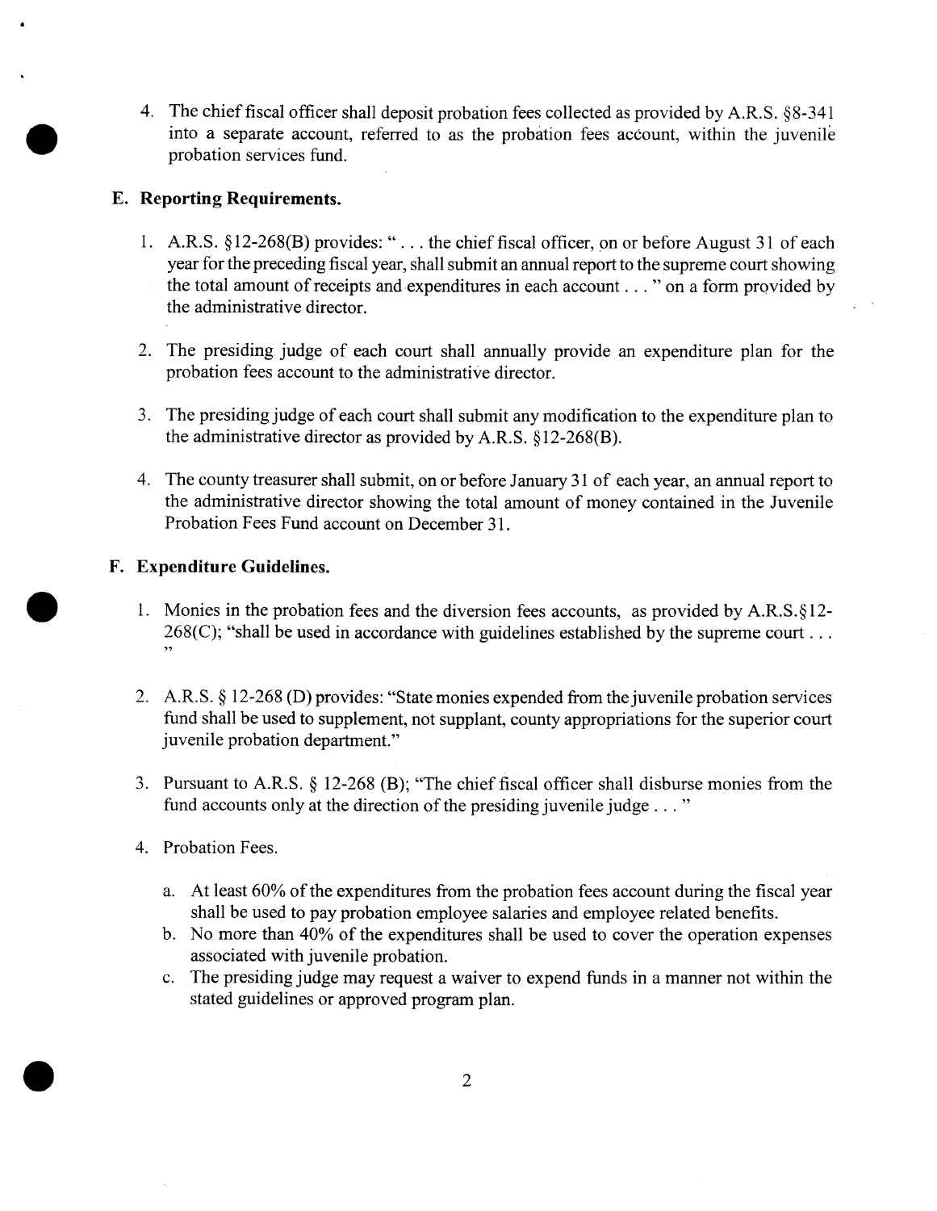4. The chief fiscal officer shall deposit probation fees collected as provided by A.R.S. §8-341 into a separate account, referred to as the probation fees account, within the juvenile probation services fund.

### E. Reporting Requirements.

1. A.R.S. §12-268(B) provides: " . . . the chief fiscal officer, on or before August 31 of each year for the preceding fiscal year, shall submit an annual report to the supreme court showing the total amount of receipts and expenditures in each account . . . " on a form provided by the administrative director.

2. The presiding judge of each court shall annually provide an expenditure plan for the probation fees account to the administrative director.

3. The presiding judge of each court shall submit any modification to the expenditure plan to the administrative director as provided by A.R.S. §12-268(B).

4. The county treasurer shall submit, on or before January 31 of each year, an annual report to the administrative director showing the total amount of money contained in the Juvenile Probation Fees Fund account on December 31.

### F. Expenditure Guidelines.

1. Monies in the probation fees and the diversion fees accounts, as provided by A.R.S.§12-268(C); "shall be used in accordance with guidelines established by the supreme court . . . "

2. A.R.S. § 12-268 (D) provides: "State monies expended from the juvenile probation services fund shall be used to supplement, not supplant, county appropriations for the superior court juvenile probation department."

3. Pursuant to A.R.S. § 12-268 (B); "The chief fiscal officer shall disburse monies from the fund accounts only at the direction of the presiding juvenile judge . . . "

4. Probation Fees.

   a. At least 60% of the expenditures from the probation fees account during the fiscal year shall be used to pay probation employee salaries and employee related benefits.
   b. No more than 40% of the expenditures shall be used to cover the operation expenses associated with juvenile probation.
   c. The presiding judge may request a waiver to expend funds in a manner not within the stated guidelines or approved program plan.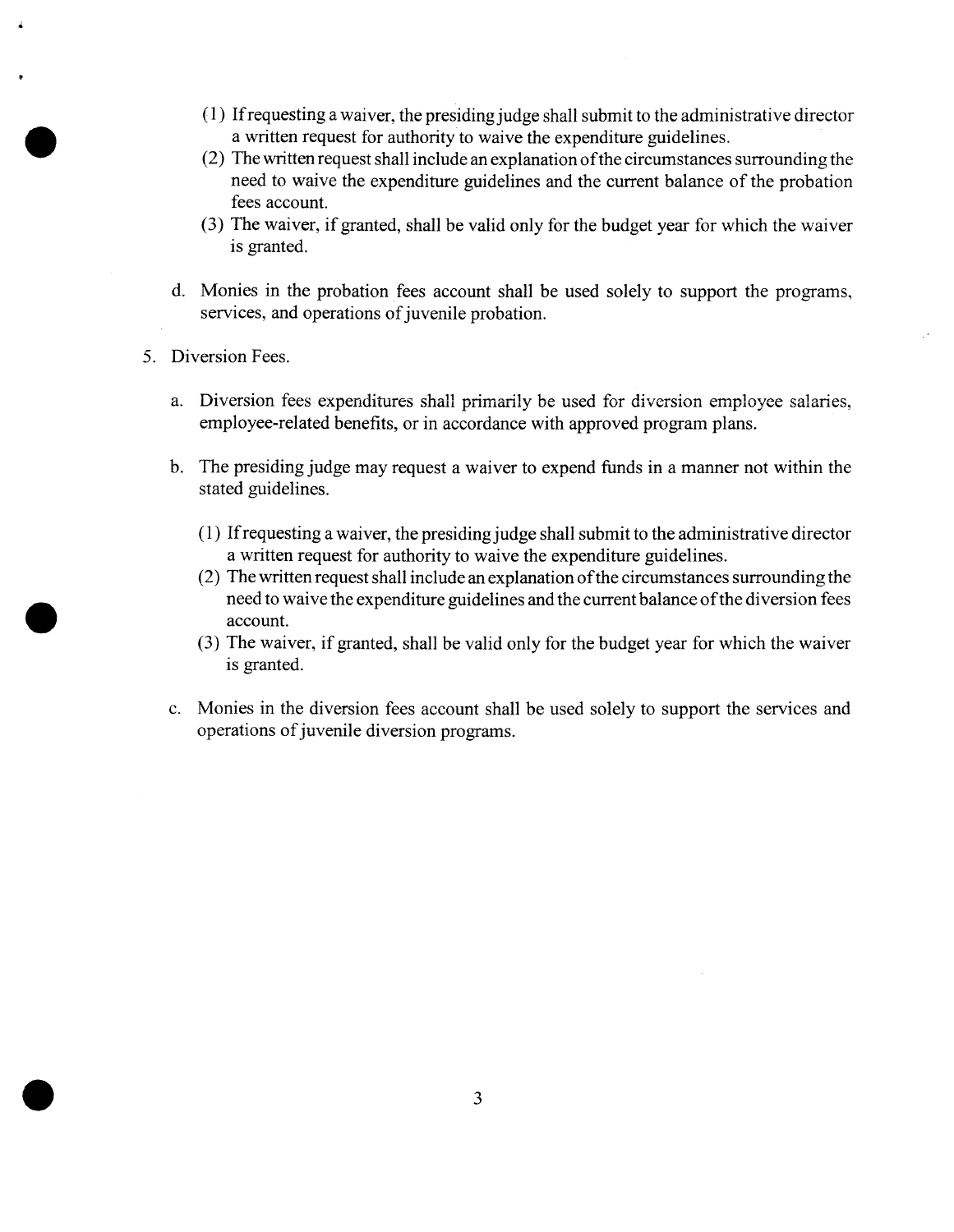(1) If requesting a waiver, the presiding judge shall submit to the administrative director a written request for authority to waive the expenditure guidelines.
(2) The written request shall include an explanation of the circumstances surrounding the need to waive the expenditure guidelines and the current balance of the probation fees account.
(3) The waiver, if granted, shall be valid only for the budget year for which the waiver is granted.

d. Monies in the probation fees account shall be used solely to support the programs, services, and operations of juvenile probation.

5. Diversion Fees.

a. Diversion fees expenditures shall primarily be used for diversion employee salaries, employee-related benefits, or in accordance with approved program plans.

b. The presiding judge may request a waiver to expend funds in a manner not within the stated guidelines.

(1) If requesting a waiver, the presiding judge shall submit to the administrative director a written request for authority to waive the expenditure guidelines.
(2) The written request shall include an explanation of the circumstances surrounding the need to waive the expenditure guidelines and the current balance of the diversion fees account.
(3) The waiver, if granted, shall be valid only for the budget year for which the waiver is granted.

c. Monies in the diversion fees account shall be used solely to support the services and operations of juvenile diversion programs.